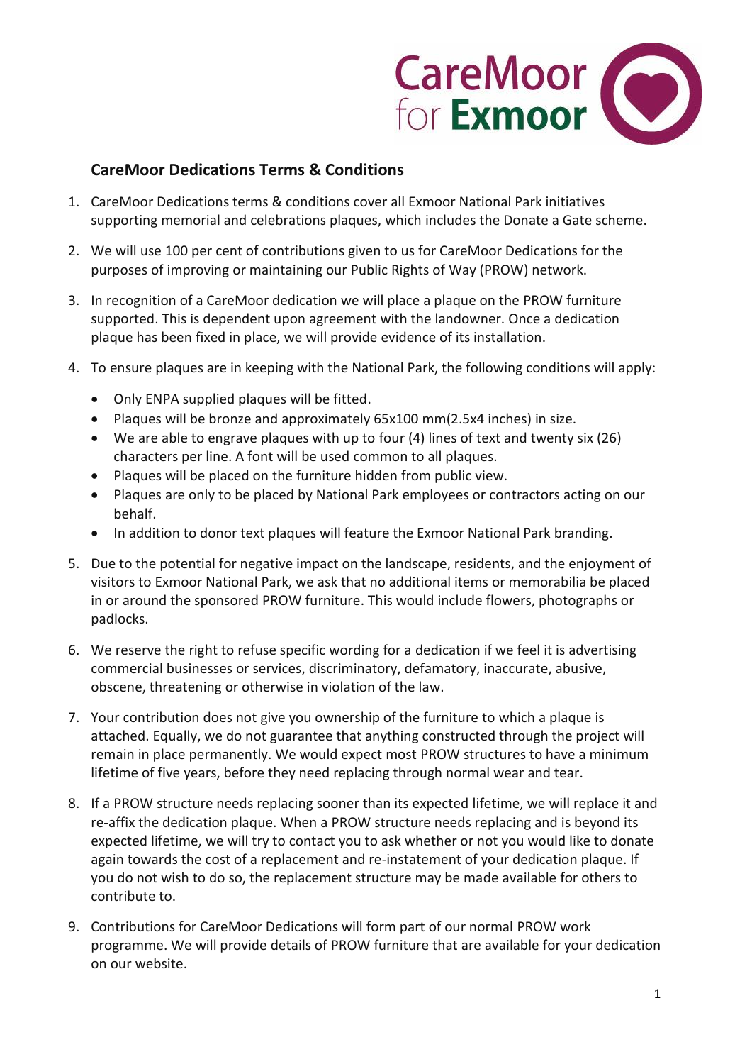CareMoor for Exmoor

## CareMoor Dedications Terms & Conditions

1. CareMoor Dedications terms & conditions cover all Exmoor National Park initiatives supporting memorial and celebrations plaques, which includes the Donate a Gate scheme.

2. We will use 100 per cent of contributions given to us for CareMoor Dedications for the purposes of improving or maintaining our Public Rights of Way (PROW) network.

3. In recognition of a CareMoor dedication we will place a plaque on the PROW furniture supported. This is dependent upon agreement with the landowner. Once a dedication plaque has been fixed in place, we will provide evidence of its installation.

4. To ensure plaques are in keeping with the National Park, the following conditions will apply:
   - Only ENPA supplied plaques will be fitted.
   - Plaques will be bronze and approximately 65x100 mm(2.5x4 inches) in size.
   - We are able to engrave plaques with up to four (4) lines of text and twenty six (26) characters per line. A font will be used common to all plaques.
   - Plaques will be placed on the furniture hidden from public view.
   - Plaques are only to be placed by National Park employees or contractors acting on our behalf.
   - In addition to donor text plaques will feature the Exmoor National Park branding.

5. Due to the potential for negative impact on the landscape, residents, and the enjoyment of visitors to Exmoor National Park, we ask that no additional items or memorabilia be placed in or around the sponsored PROW furniture. This would include flowers, photographs or padlocks.

6. We reserve the right to refuse specific wording for a dedication if we feel it is advertising commercial businesses or services, discriminatory, defamatory, inaccurate, abusive, obscene, threatening or otherwise in violation of the law.

7. Your contribution does not give you ownership of the furniture to which a plaque is attached. Equally, we do not guarantee that anything constructed through the project will remain in place permanently. We would expect most PROW structures to have a minimum lifetime of five years, before they need replacing through normal wear and tear.

8. If a PROW structure needs replacing sooner than its expected lifetime, we will replace it and re-affix the dedication plaque. When a PROW structure needs replacing and is beyond its expected lifetime, we will try to contact you to ask whether or not you would like to donate again towards the cost of a replacement and re-instatement of your dedication plaque. If you do not wish to do so, the replacement structure may be made available for others to contribute to.

9. Contributions for CareMoor Dedications will form part of our normal PROW work programme. We will provide details of PROW furniture that are available for your dedication on our website.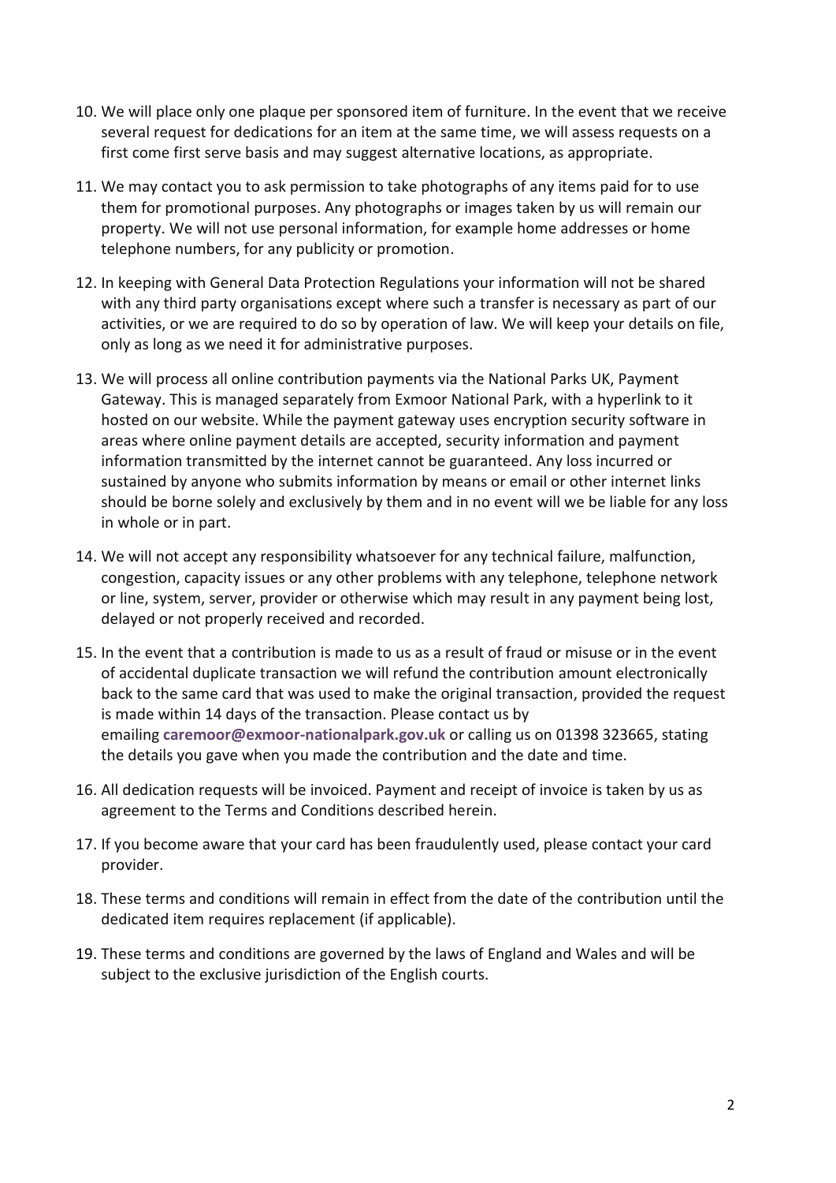10. We will place only one plaque per sponsored item of furniture. In the event that we receive several request for dedications for an item at the same time, we will assess requests on a first come first serve basis and may suggest alternative locations, as appropriate.

11. We may contact you to ask permission to take photographs of any items paid for to use them for promotional purposes. Any photographs or images taken by us will remain our property. We will not use personal information, for example home addresses or home telephone numbers, for any publicity or promotion.

12. In keeping with General Data Protection Regulations your information will not be shared with any third party organisations except where such a transfer is necessary as part of our activities, or we are required to do so by operation of law. We will keep your details on file, only as long as we need it for administrative purposes.

13. We will process all online contribution payments via the National Parks UK, Payment Gateway. This is managed separately from Exmoor National Park, with a hyperlink to it hosted on our website. While the payment gateway uses encryption security software in areas where online payment details are accepted, security information and payment information transmitted by the internet cannot be guaranteed. Any loss incurred or sustained by anyone who submits information by means or email or other internet links should be borne solely and exclusively by them and in no event will we be liable for any loss in whole or in part.

14. We will not accept any responsibility whatsoever for any technical failure, malfunction, congestion, capacity issues or any other problems with any telephone, telephone network or line, system, server, provider or otherwise which may result in any payment being lost, delayed or not properly received and recorded.

15. In the event that a contribution is made to us as a result of fraud or misuse or in the event of accidental duplicate transaction we will refund the contribution amount electronically back to the same card that was used to make the original transaction, provided the request is made within 14 days of the transaction. Please contact us by emailing **caremoor@exmoor-nationalpark.gov.uk** or calling us on 01398 323665, stating the details you gave when you made the contribution and the date and time.

16. All dedication requests will be invoiced. Payment and receipt of invoice is taken by us as agreement to the Terms and Conditions described herein.

17. If you become aware that your card has been fraudulently used, please contact your card provider.

18. These terms and conditions will remain in effect from the date of the contribution until the dedicated item requires replacement (if applicable).

19. These terms and conditions are governed by the laws of England and Wales and will be subject to the exclusive jurisdiction of the English courts.